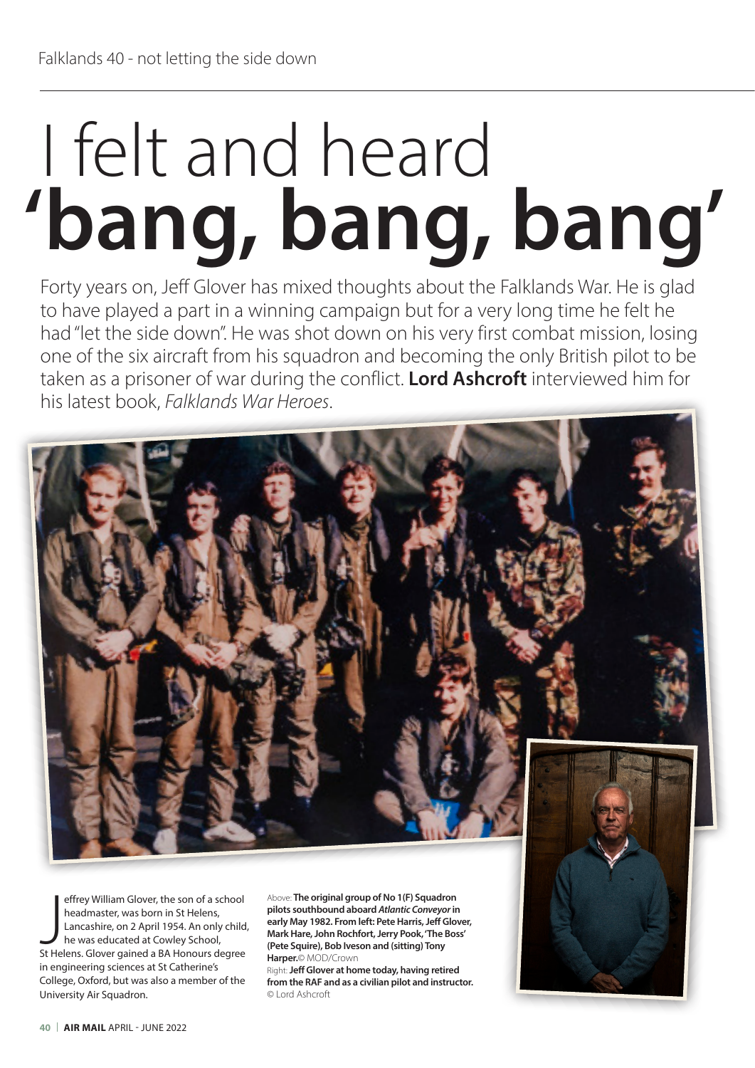# I felt and heard 'bang, bang, bang'

Forty years on, Jeff Glover has mixed thoughts about the Falklands War. He is glad to have played a part in a winning campaign but for a very long time he felt he had "let the side down". He was shot down on his very first combat mission, losing one of the six aircraft from his squadron and becoming the only British pilot to be taken as a prisoner of war during the conflict. **Lord Ashcroft** interviewed him for his latest book, *Falklands War Heroes*.

Above: **The original group of No 1(F) Squadron pilots southbound aboard *Atlantic Conveyor* in early May 1982. From left: Pete Harris, Jeff Glover, Mark Hare, John Rochfort, Jerry Pook, 'The Boss' (Pete Squire), Bob Iveson and (sitting) Tony Harper.** © MOD/Crown

Right: **Jeff Glover at home today, having retired from the RAF and as a civilian pilot and instructor.** © Lord Ashcroft

Jeffrey William Glover, the son of a school headmaster, was born in St Helens, Lancashire, on 2 April 1954. An only child, he was educated at Cowley School, St Helens. Glover gained a BA Honours degree in engineering sciences at St Catherine's College, Oxford, but was also a member of the University Air Squadron.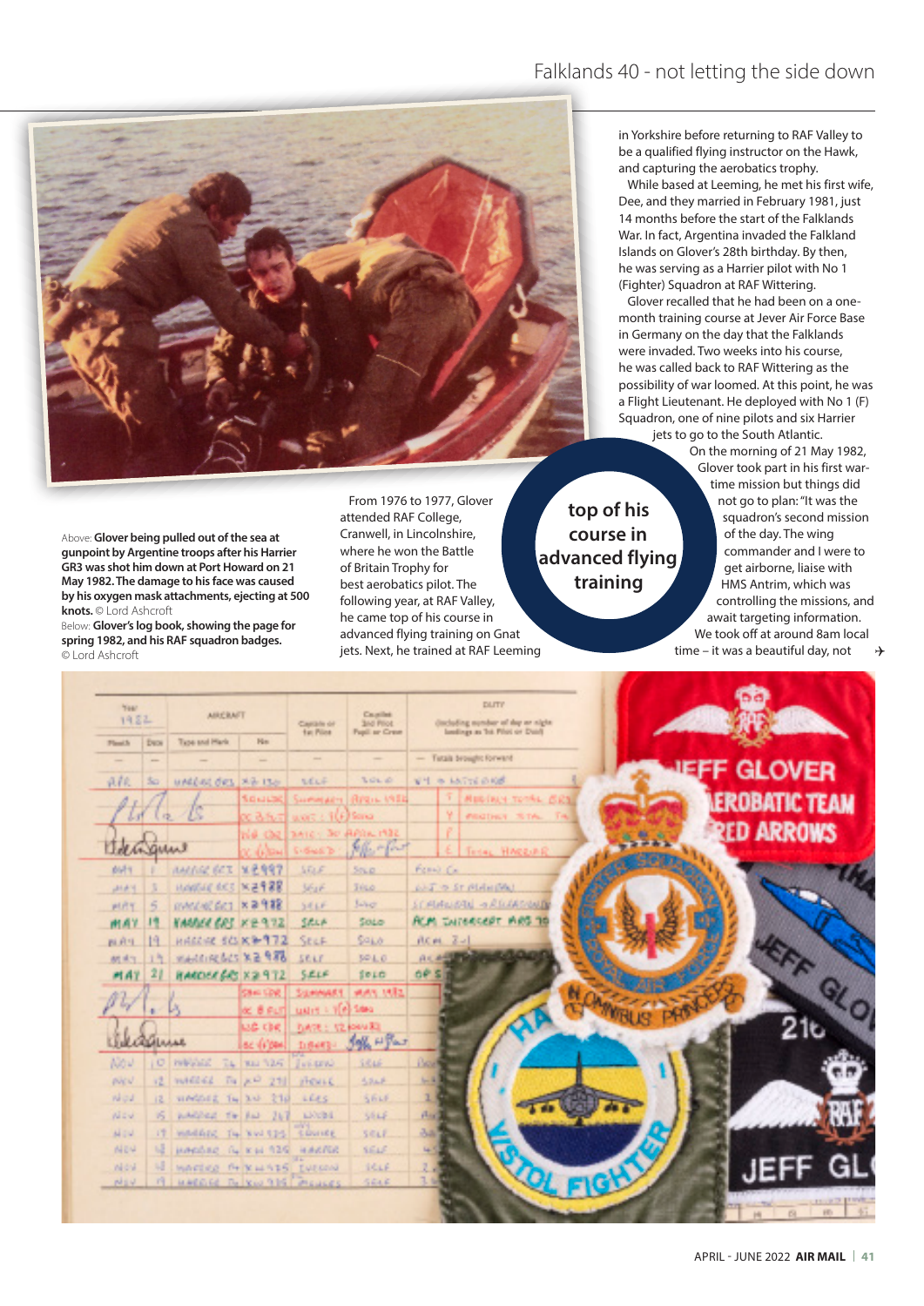Above: **Glover being pulled out of the sea at gunpoint by Argentine troops after his Harrier GR3 was shot him down at Port Howard on 21 May 1982. The damage to his face was caused by his oxygen mask attachments, ejecting at 500 knots.** © Lord Ashcroft

Below: **Glover's log book, showing the page for spring 1982, and his RAF squadron badges.** © Lord Ashcroft

From 1976 to 1977, Glover attended RAF College, Cranwell, in Lincolnshire, where he won the Battle of Britain Trophy for best aerobatics pilot. The following year, at RAF Valley, he came top of his course in advanced flying training on Gnat jets. Next, he trained at RAF Leeming in Yorkshire before returning to RAF Valley to be a qualified flying instructor on the Hawk, and capturing the aerobatics trophy.

**top of his course in advanced flying training**

While based at Leeming, he met his first wife, Dee, and they married in February 1981, just 14 months before the start of the Falklands War. In fact, Argentina invaded the Falkland Islands on Glover's 28th birthday. By then, he was serving as a Harrier pilot with No 1 (Fighter) Squadron at RAF Wittering.

Glover recalled that he had been on a one-month training course at Jever Air Force Base in Germany on the day that the Falklands were invaded. Two weeks into his course, he was called back to RAF Wittering as the possibility of war loomed. At this point, he was a Flight Lieutenant. He deployed with No 1 (F) Squadron, one of nine pilots and six Harrier jets to go to the South Atlantic.

On the morning of 21 May 1982, Glover took part in his first war-time mission but things did not go to plan: "It was the squadron's second mission of the day. The wing commander and I were to get airborne, liaise with HMS Antrim, which was controlling the missions, and await targeting information. We took off at around 8am local time – it was a beautiful day, not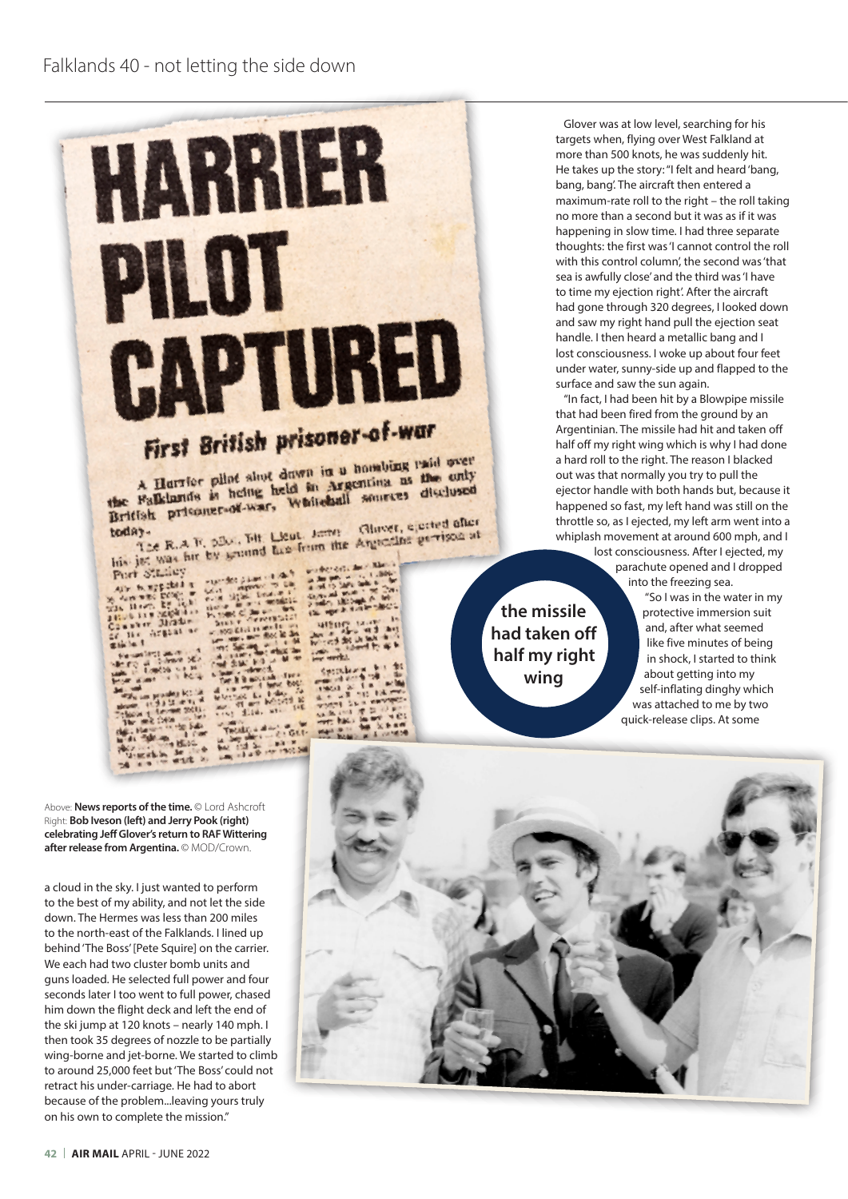Glover was at low level, searching for his targets when, flying over West Falkland at more than 500 knots, he was suddenly hit. He takes up the story: "I felt and heard 'bang, bang, bang'. The aircraft then entered a maximum-rate roll to the right – the roll taking no more than a second but it was as if it was happening in slow time. I had three separate thoughts: the first was 'I cannot control the roll with this control column', the second was 'that sea is awfully close' and the third was 'I have to time my ejection right'. After the aircraft had gone through 320 degrees, I looked down and saw my right hand pull the ejection seat handle. I then heard a metallic bang and I lost consciousness. I woke up about four feet under water, sunny-side up and flapped to the surface and saw the sun again.

"In fact, I had been hit by a Blowpipe missile that had been fired from the ground by an Argentinian. The missile had hit and taken off half off my right wing which is why I had done a hard roll to the right. The reason I blacked out was that normally you try to pull the ejector handle with both hands but, because it happened so fast, my left hand was still on the throttle so, as I ejected, my left arm went into a whiplash movement at around 600 mph, and I lost consciousness. After I ejected, my parachute opened and I dropped into the freezing sea.

**the missile had taken off half my right wing**

"So I was in the water in my protective immersion suit and, after what seemed like five minutes of being in shock, I started to think about getting into my self-inflating dinghy which was attached to me by two quick-release clips. At some

Above: **News reports of the time.** © Lord Ashcroft

Right: **Bob Iveson (left) and Jerry Pook (right) celebrating Jeff Glover's return to RAF Wittering after release from Argentina.** © MOD/Crown.

a cloud in the sky. I just wanted to perform to the best of my ability, and not let the side down. The Hermes was less than 200 miles to the north-east of the Falklands. I lined up behind 'The Boss' [Pete Squire] on the carrier. We each had two cluster bomb units and guns loaded. He selected full power and four seconds later I too went to full power, chased him down the flight deck and left the end of the ski jump at 120 knots – nearly 140 mph. I then took 35 degrees of nozzle to be partially wing-borne and jet-borne. We started to climb to around 25,000 feet but 'The Boss' could not retract his under-carriage. He had to abort because of the problem...leaving yours truly on his own to complete the mission."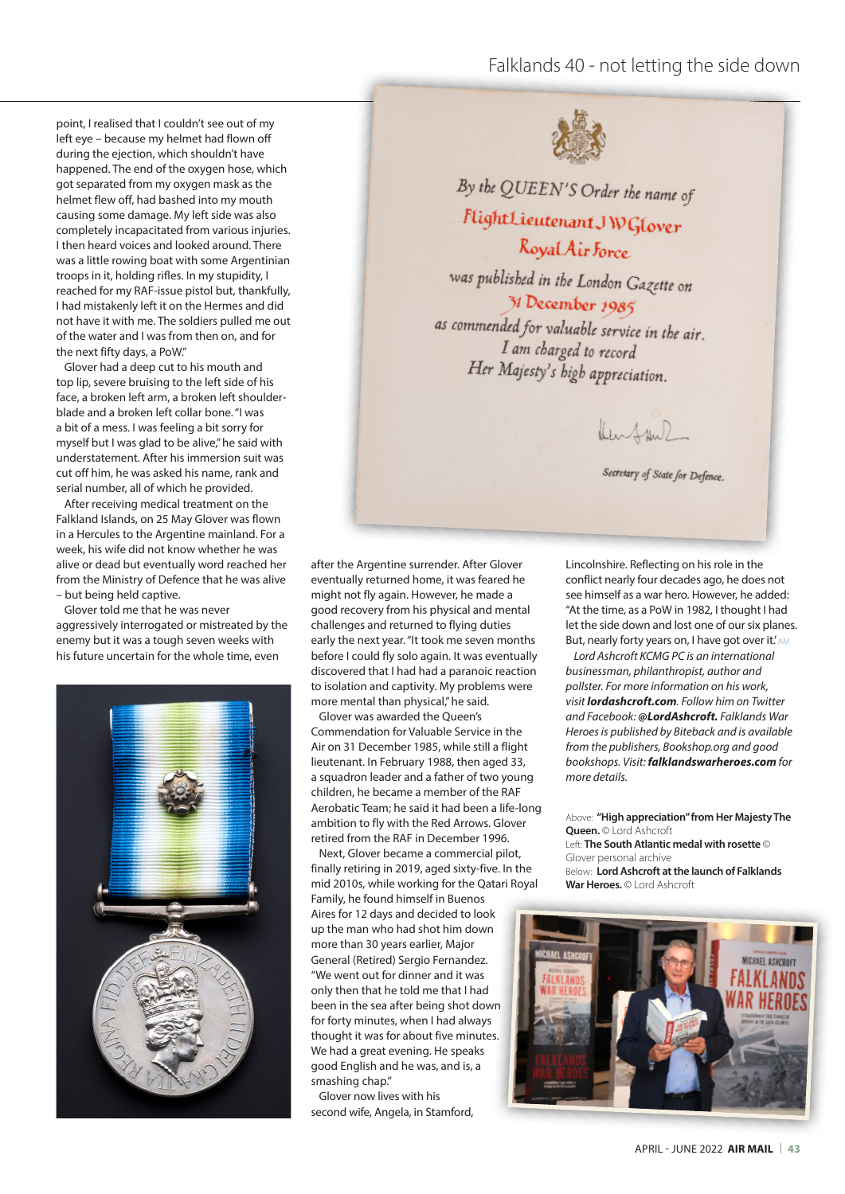point, I realised that I couldn't see out of my left eye – because my helmet had flown off during the ejection, which shouldn't have happened. The end of the oxygen hose, which got separated from my oxygen mask as the helmet flew off, had bashed into my mouth causing some damage. My left side was also completely incapacitated from various injuries. I then heard voices and looked around. There was a little rowing boat with some Argentinian troops in it, holding rifles. In my stupidity, I reached for my RAF-issue pistol but, thankfully, I had mistakenly left it on the Hermes and did not have it with me. The soldiers pulled me out of the water and I was from then on, and for the next fifty days, a PoW."

Glover had a deep cut to his mouth and top lip, severe bruising to the left side of his face, a broken left arm, a broken left shoulder-blade and a broken left collar bone. "I was a bit of a mess. I was feeling a bit sorry for myself but I was glad to be alive," he said with understatement. After his immersion suit was cut off him, he was asked his name, rank and serial number, all of which he provided.

After receiving medical treatment on the Falkland Islands, on 25 May Glover was flown in a Hercules to the Argentine mainland. For a week, his wife did not know whether he was alive or dead but eventually word reached her from the Ministry of Defence that he was alive – but being held captive.

Glover told me that he was never aggressively interrogated or mistreated by the enemy but it was a tough seven weeks with his future uncertain for the whole time, even after the Argentine surrender. After Glover eventually returned home, it was feared he might not fly again. However, he made a good recovery from his physical and mental challenges and returned to flying duties early the next year. "It took me seven months before I could fly solo again. It was eventually discovered that I had had a paranoic reaction to isolation and captivity. My problems were more mental than physical," he said.

Glover was awarded the Queen's Commendation for Valuable Service in the Air on 31 December 1985, while still a flight lieutenant. In February 1988, then aged 33, a squadron leader and a father of two young children, he became a member of the RAF Aerobatic Team; he said it had been a life-long ambition to fly with the Red Arrows. Glover retired from the RAF in December 1996.

Next, Glover became a commercial pilot, finally retiring in 2019, aged sixty-five. In the mid 2010s, while working for the Qatari Royal Family, he found himself in Buenos Aires for 12 days and decided to look up the man who had shot him down more than 30 years earlier, Major General (Retired) Sergio Fernandez. "We went out for dinner and it was only then that he told me that I had been in the sea after being shot down for forty minutes, when I had always thought it was for about five minutes. We had a great evening. He speaks good English and he was, and is, a smashing chap."

Glover now lives with his second wife, Angela, in Stamford, Lincolnshire. Reflecting on his role in the conflict nearly four decades ago, he does not see himself as a war hero. However, he added: "At the time, as a PoW in 1982, I thought I had let the side down and lost one of our six planes. But, nearly forty years on, I have got over it." AM

*Lord Ashcroft KCMG PC is an international businessman, philanthropist, author and pollster. For more information on his work, visit **lordashcroft.com**. Follow him on Twitter and Facebook: **@LordAshcroft.** Falklands War Heroes is published by Biteback and is available from the publishers, Bookshop.org and good bookshops. Visit: **falklandswarheroes.com** for more details.*

By the QUEEN'S Order the name of
Flight Lieutenant J W Glover
Royal Air Force
was published in the London Gazette on
31 December 1985
as commended for valuable service in the air.
I am charged to record
Her Majesty's high appreciation.

Secretary of State for Defence.

Above: **"High appreciation" from Her Majesty The Queen.** © Lord Ashcroft
Left: **The South Atlantic medal with rosette** © Glover personal archive
Below: **Lord Ashcroft at the launch of Falklands War Heroes.** © Lord Ashcroft